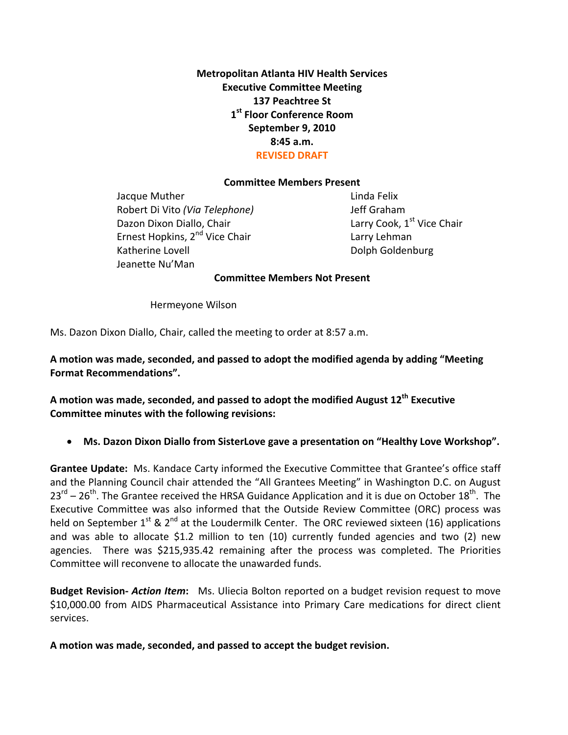**Metropolitan Atlanta HIV Health Services**
**Executive Committee Meeting**
**137 Peachtree St**
**1st Floor Conference Room**
**September 9, 2010**
**8:45 a.m.**
**REVISED DRAFT**

**Committee Members Present**

Jacque Muther
Robert Di Vito *(Via Telephone)*
Dazon Dixon Diallo, Chair
Ernest Hopkins, 2nd Vice Chair
Katherine Lovell
Jeanette Nu'Man
Linda Felix
Jeff Graham
Larry Cook, 1st Vice Chair
Larry Lehman
Dolph Goldenburg

**Committee Members Not Present**

Hermeyone Wilson

Ms. Dazon Dixon Diallo, Chair, called the meeting to order at 8:57 a.m.

**A motion was made, seconded, and passed to adopt the modified agenda by adding "Meeting Format Recommendations".**

**A motion was made, seconded, and passed to adopt the modified August 12th Executive Committee minutes with the following revisions:**

- **Ms. Dazon Dixon Diallo from SisterLove gave a presentation on "Healthy Love Workshop".**

**Grantee Update:** Ms. Kandace Carty informed the Executive Committee that Grantee's office staff and the Planning Council chair attended the "All Grantees Meeting" in Washington D.C. on August 23rd – 26th. The Grantee received the HRSA Guidance Application and it is due on October 18th. The Executive Committee was also informed that the Outside Review Committee (ORC) process was held on September 1st & 2nd at the Loudermilk Center. The ORC reviewed sixteen (16) applications and was able to allocate $1.2 million to ten (10) currently funded agencies and two (2) new agencies. There was $215,935.42 remaining after the process was completed. The Priorities Committee will reconvene to allocate the unawarded funds.

**Budget Revision- *Action Item*:** Ms. Uliecia Bolton reported on a budget revision request to move $10,000.00 from AIDS Pharmaceutical Assistance into Primary Care medications for direct client services.

**A motion was made, seconded, and passed to accept the budget revision.**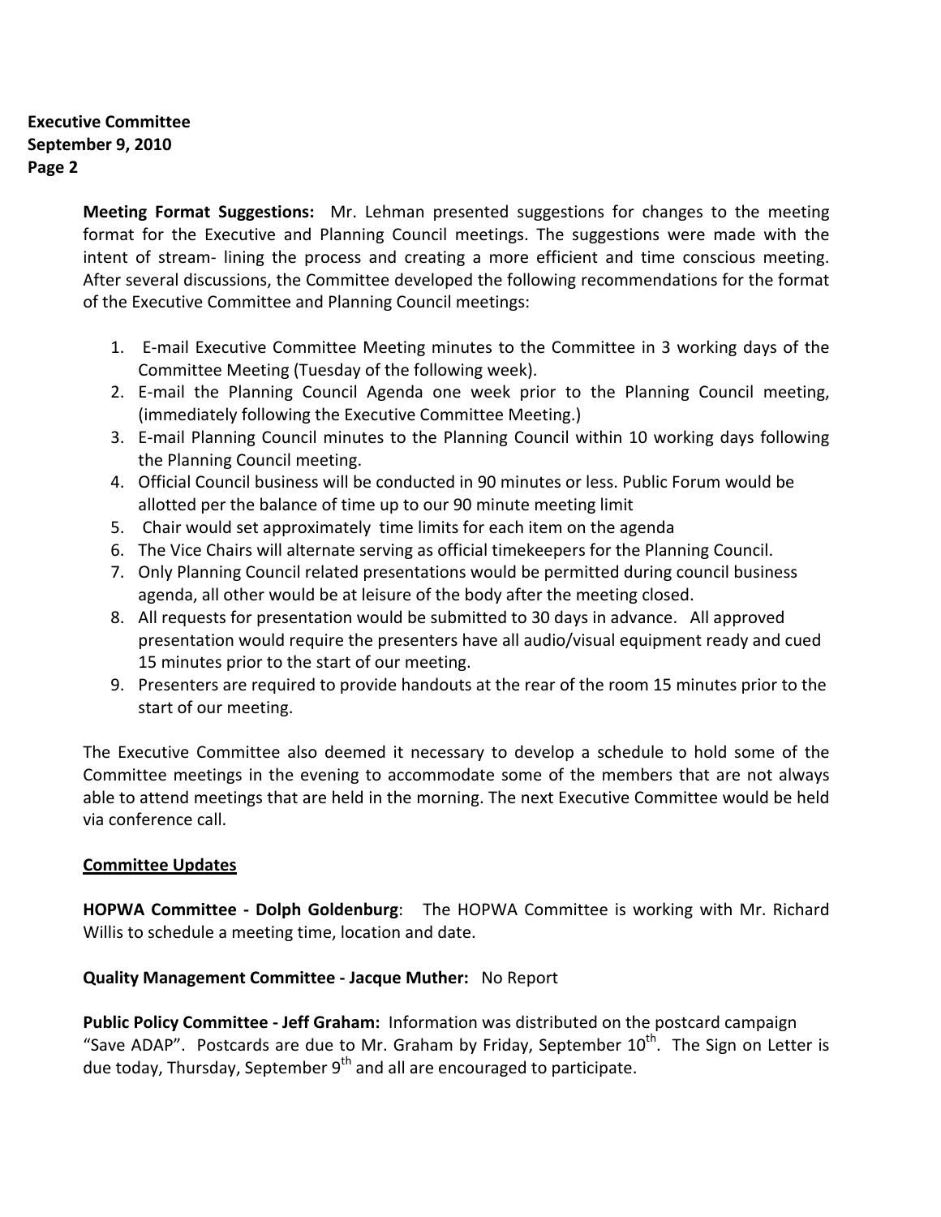**Meeting Format Suggestions:** Mr. Lehman presented suggestions for changes to the meeting format for the Executive and Planning Council meetings. The suggestions were made with the intent of stream- lining the process and creating a more efficient and time conscious meeting. After several discussions, the Committee developed the following recommendations for the format of the Executive Committee and Planning Council meetings:

1. E-mail Executive Committee Meeting minutes to the Committee in 3 working days of the Committee Meeting (Tuesday of the following week).
2. E-mail the Planning Council Agenda one week prior to the Planning Council meeting, (immediately following the Executive Committee Meeting.)
3. E-mail Planning Council minutes to the Planning Council within 10 working days following the Planning Council meeting.
4. Official Council business will be conducted in 90 minutes or less. Public Forum would be allotted per the balance of time up to our 90 minute meeting limit
5. Chair would set approximately time limits for each item on the agenda
6. The Vice Chairs will alternate serving as official timekeepers for the Planning Council.
7. Only Planning Council related presentations would be permitted during council business agenda, all other would be at leisure of the body after the meeting closed.
8. All requests for presentation would be submitted to 30 days in advance. All approved presentation would require the presenters have all audio/visual equipment ready and cued 15 minutes prior to the start of our meeting.
9. Presenters are required to provide handouts at the rear of the room 15 minutes prior to the start of our meeting.

The Executive Committee also deemed it necessary to develop a schedule to hold some of the Committee meetings in the evening to accommodate some of the members that are not always able to attend meetings that are held in the morning. The next Executive Committee would be held via conference call.

**Committee Updates**

**HOPWA Committee - Dolph Goldenburg**: The HOPWA Committee is working with Mr. Richard Willis to schedule a meeting time, location and date.

**Quality Management Committee - Jacque Muther:** No Report

**Public Policy Committee - Jeff Graham:** Information was distributed on the postcard campaign "Save ADAP". Postcards are due to Mr. Graham by Friday, September 10th. The Sign on Letter is due today, Thursday, September 9th and all are encouraged to participate.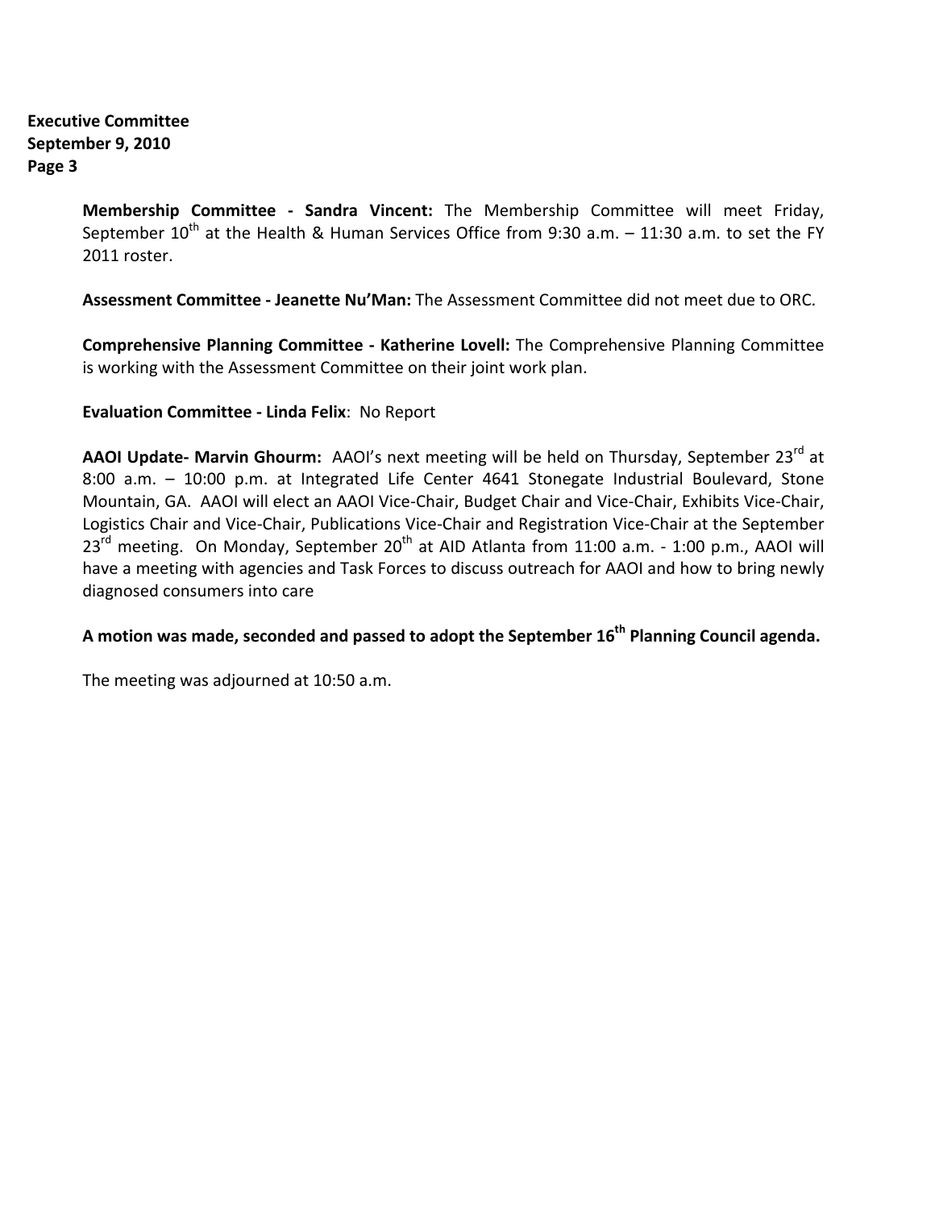**Membership Committee - Sandra Vincent:** The Membership Committee will meet Friday, September 10th at the Health & Human Services Office from 9:30 a.m. – 11:30 a.m. to set the FY 2011 roster.

**Assessment Committee - Jeanette Nu'Man:** The Assessment Committee did not meet due to ORC.

**Comprehensive Planning Committee - Katherine Lovell:** The Comprehensive Planning Committee is working with the Assessment Committee on their joint work plan.

**Evaluation Committee - Linda Felix**: No Report

**AAOI Update- Marvin Ghourm:** AAOI's next meeting will be held on Thursday, September 23rd at 8:00 a.m. – 10:00 p.m. at Integrated Life Center 4641 Stonegate Industrial Boulevard, Stone Mountain, GA. AAOI will elect an AAOI Vice-Chair, Budget Chair and Vice-Chair, Exhibits Vice-Chair, Logistics Chair and Vice-Chair, Publications Vice-Chair and Registration Vice-Chair at the September 23rd meeting. On Monday, September 20th at AID Atlanta from 11:00 a.m. - 1:00 p.m., AAOI will have a meeting with agencies and Task Forces to discuss outreach for AAOI and how to bring newly diagnosed consumers into care

**A motion was made, seconded and passed to adopt the September 16th Planning Council agenda.**

The meeting was adjourned at 10:50 a.m.